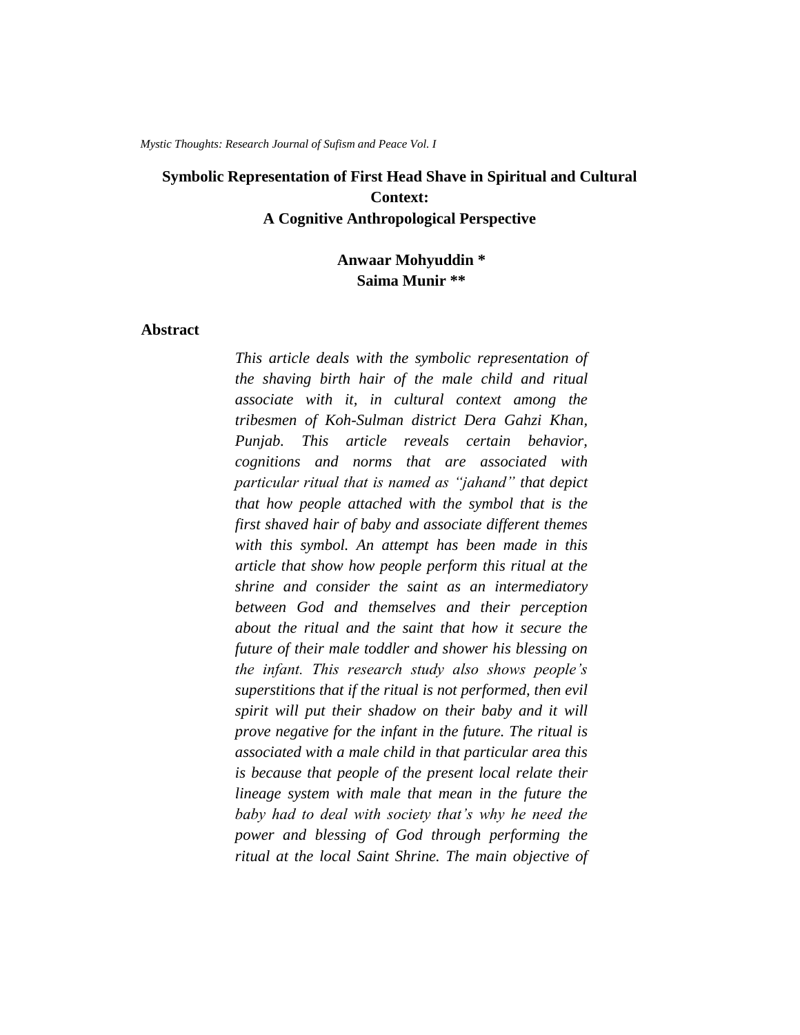# Symbolic Representation of First Head Shave in Spiritual and Cultural Context:
## A Cognitive Anthropological Perspective

**Anwaar Mohyuddin ***
**Saima Munir ****

### Abstract

*This article deals with the symbolic representation of the shaving birth hair of the male child and ritual associate with it, in cultural context among the tribesmen of Koh-Sulman district Dera Gahzi Khan, Punjab. This article reveals certain behavior, cognitions and norms that are associated with particular ritual that is named as "jahand" that depict that how people attached with the symbol that is the first shaved hair of baby and associate different themes with this symbol. An attempt has been made in this article that show how people perform this ritual at the shrine and consider the saint as an intermediatory between God and themselves and their perception about the ritual and the saint that how it secure the future of their male toddler and shower his blessing on the infant. This research study also shows people's superstitions that if the ritual is not performed, then evil spirit will put their shadow on their baby and it will prove negative for the infant in the future. The ritual is associated with a male child in that particular area this is because that people of the present local relate their lineage system with male that mean in the future the baby had to deal with society that's why he need the power and blessing of God through performing the ritual at the local Saint Shrine. The main objective of*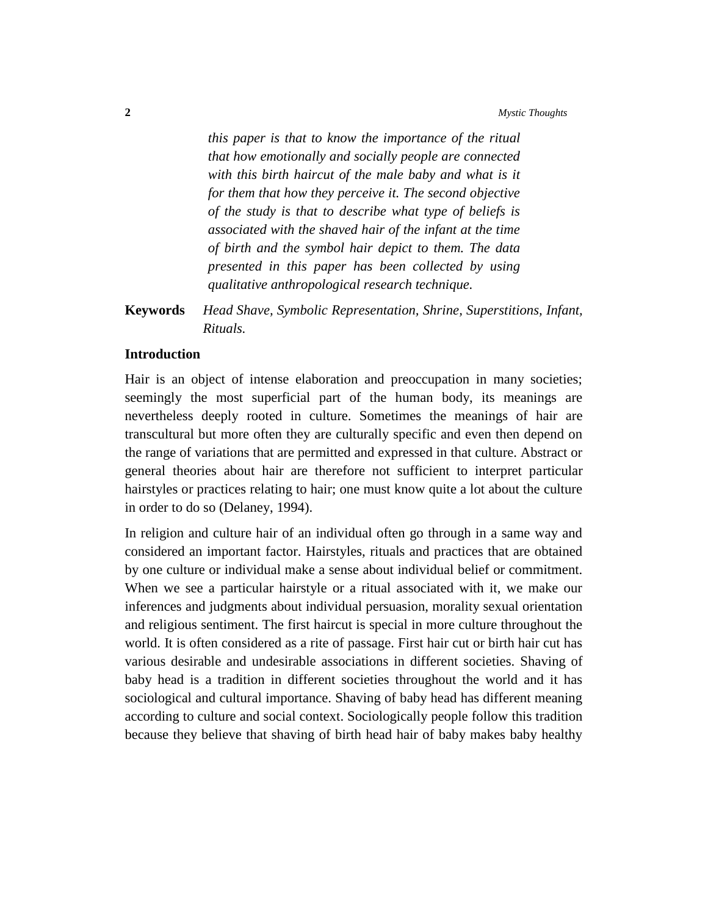*this paper is that to know the importance of the ritual that how emotionally and socially people are connected with this birth haircut of the male baby and what is it for them that how they perceive it. The second objective of the study is that to describe what type of beliefs is associated with the shaved hair of the infant at the time of birth and the symbol hair depict to them. The data presented in this paper has been collected by using qualitative anthropological research technique.*

**Keywords** *Head Shave, Symbolic Representation, Shrine, Superstitions, Infant, Rituals.*

## Introduction

Hair is an object of intense elaboration and preoccupation in many societies; seemingly the most superficial part of the human body, its meanings are nevertheless deeply rooted in culture. Sometimes the meanings of hair are transcultural but more often they are culturally specific and even then depend on the range of variations that are permitted and expressed in that culture. Abstract or general theories about hair are therefore not sufficient to interpret particular hairstyles or practices relating to hair; one must know quite a lot about the culture in order to do so (Delaney, 1994).

In religion and culture hair of an individual often go through in a same way and considered an important factor. Hairstyles, rituals and practices that are obtained by one culture or individual make a sense about individual belief or commitment. When we see a particular hairstyle or a ritual associated with it, we make our inferences and judgments about individual persuasion, morality sexual orientation and religious sentiment. The first haircut is special in more culture throughout the world. It is often considered as a rite of passage. First hair cut or birth hair cut has various desirable and undesirable associations in different societies. Shaving of baby head is a tradition in different societies throughout the world and it has sociological and cultural importance. Shaving of baby head has different meaning according to culture and social context. Sociologically people follow this tradition because they believe that shaving of birth head hair of baby makes baby healthy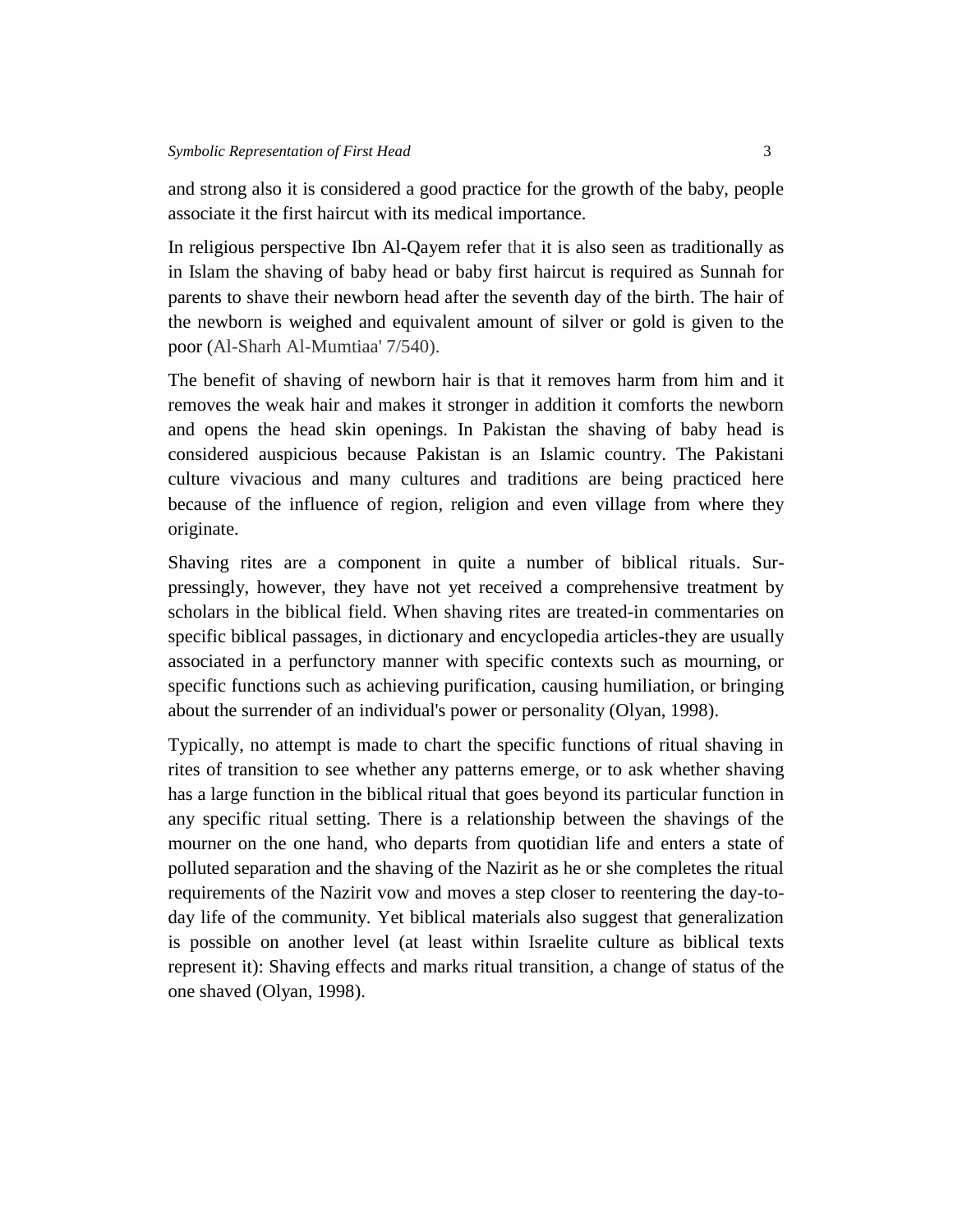and strong also it is considered a good practice for the growth of the baby, people associate it the first haircut with its medical importance.

In religious perspective Ibn Al-Qayem refer that it is also seen as traditionally as in Islam the shaving of baby head or baby first haircut is required as Sunnah for parents to shave their newborn head after the seventh day of the birth. The hair of the newborn is weighed and equivalent amount of silver or gold is given to the poor (Al-Sharh Al-Mumtiaa' 7/540).

The benefit of shaving of newborn hair is that it removes harm from him and it removes the weak hair and makes it stronger in addition it comforts the newborn and opens the head skin openings. In Pakistan the shaving of baby head is considered auspicious because Pakistan is an Islamic country. The Pakistani culture vivacious and many cultures and traditions are being practiced here because of the influence of region, religion and even village from where they originate.

Shaving rites are a component in quite a number of biblical rituals. Sur-pressingly, however, they have not yet received a comprehensive treatment by scholars in the biblical field. When shaving rites are treated-in commentaries on specific biblical passages, in dictionary and encyclopedia articles-they are usually associated in a perfunctory manner with specific contexts such as mourning, or specific functions such as achieving purification, causing humiliation, or bringing about the surrender of an individual's power or personality (Olyan, 1998).

Typically, no attempt is made to chart the specific functions of ritual shaving in rites of transition to see whether any patterns emerge, or to ask whether shaving has a large function in the biblical ritual that goes beyond its particular function in any specific ritual setting. There is a relationship between the shavings of the mourner on the one hand, who departs from quotidian life and enters a state of polluted separation and the shaving of the Nazirit as he or she completes the ritual requirements of the Nazirit vow and moves a step closer to reentering the day-to-day life of the community. Yet biblical materials also suggest that generalization is possible on another level (at least within Israelite culture as biblical texts represent it): Shaving effects and marks ritual transition, a change of status of the one shaved (Olyan, 1998).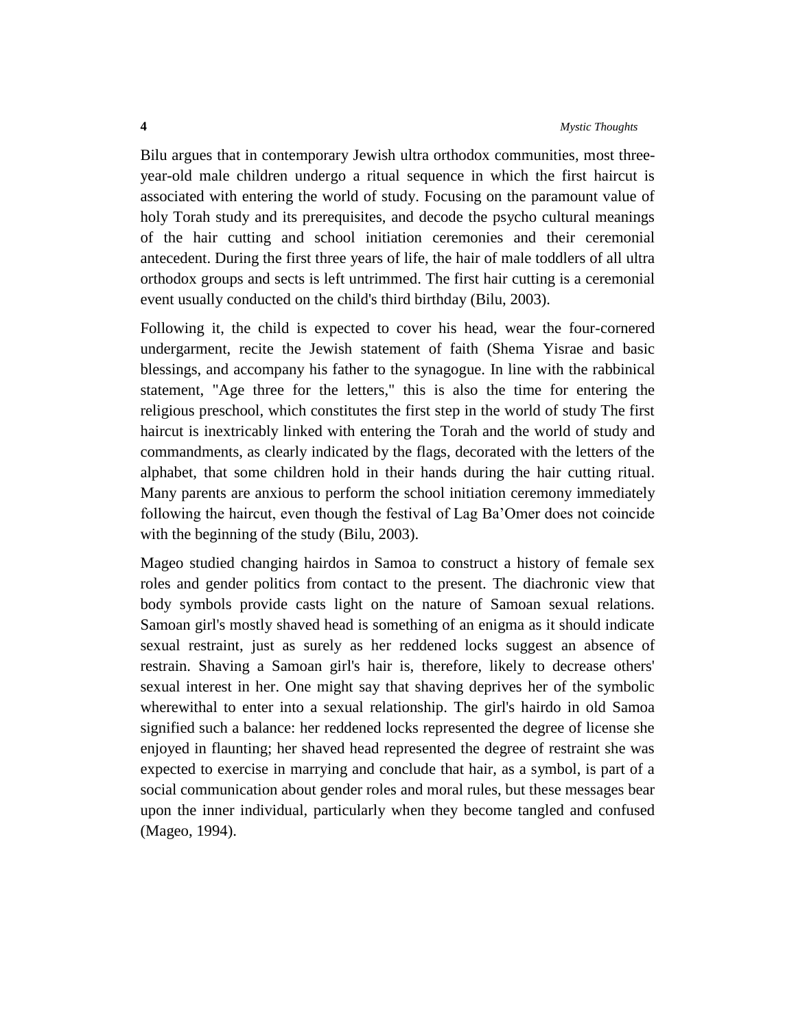Bilu argues that in contemporary Jewish ultra orthodox communities, most three-year-old male children undergo a ritual sequence in which the first haircut is associated with entering the world of study. Focusing on the paramount value of holy Torah study and its prerequisites, and decode the psycho cultural meanings of the hair cutting and school initiation ceremonies and their ceremonial antecedent. During the first three years of life, the hair of male toddlers of all ultra orthodox groups and sects is left untrimmed. The first hair cutting is a ceremonial event usually conducted on the child's third birthday (Bilu, 2003).

Following it, the child is expected to cover his head, wear the four-cornered undergarment, recite the Jewish statement of faith (Shema Yisrae and basic blessings, and accompany his father to the synagogue. In line with the rabbinical statement, "Age three for the letters," this is also the time for entering the religious preschool, which constitutes the first step in the world of study The first haircut is inextricably linked with entering the Torah and the world of study and commandments, as clearly indicated by the flags, decorated with the letters of the alphabet, that some children hold in their hands during the hair cutting ritual. Many parents are anxious to perform the school initiation ceremony immediately following the haircut, even though the festival of Lag Ba'Omer does not coincide with the beginning of the study (Bilu, 2003).

Mageo studied changing hairdos in Samoa to construct a history of female sex roles and gender politics from contact to the present. The diachronic view that body symbols provide casts light on the nature of Samoan sexual relations. Samoan girl's mostly shaved head is something of an enigma as it should indicate sexual restraint, just as surely as her reddened locks suggest an absence of restrain. Shaving a Samoan girl's hair is, therefore, likely to decrease others' sexual interest in her. One might say that shaving deprives her of the symbolic wherewithal to enter into a sexual relationship. The girl's hairdo in old Samoa signified such a balance: her reddened locks represented the degree of license she enjoyed in flaunting; her shaved head represented the degree of restraint she was expected to exercise in marrying and conclude that hair, as a symbol, is part of a social communication about gender roles and moral rules, but these messages bear upon the inner individual, particularly when they become tangled and confused (Mageo, 1994).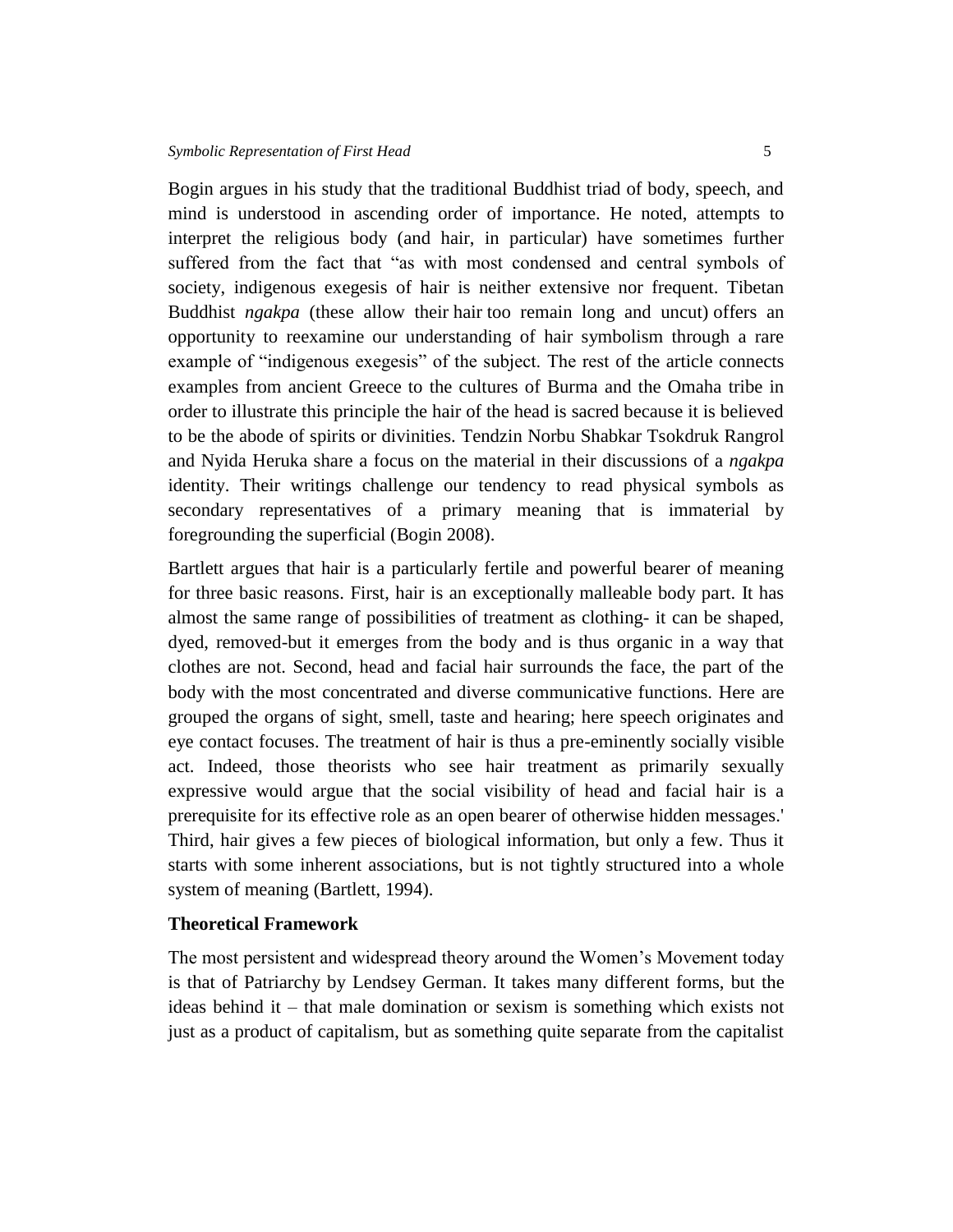Bogin argues in his study that the traditional Buddhist triad of body, speech, and mind is understood in ascending order of importance. He noted, attempts to interpret the religious body (and hair, in particular) have sometimes further suffered from the fact that "as with most condensed and central symbols of society, indigenous exegesis of hair is neither extensive nor frequent. Tibetan Buddhist *ngakpa* (these allow their hair too remain long and uncut) offers an opportunity to reexamine our understanding of hair symbolism through a rare example of "indigenous exegesis" of the subject. The rest of the article connects examples from ancient Greece to the cultures of Burma and the Omaha tribe in order to illustrate this principle the hair of the head is sacred because it is believed to be the abode of spirits or divinities. Tendzin Norbu Shabkar Tsokdruk Rangrol and Nyida Heruka share a focus on the material in their discussions of a *ngakpa* identity. Their writings challenge our tendency to read physical symbols as secondary representatives of a primary meaning that is immaterial by foregrounding the superficial (Bogin 2008).

Bartlett argues that hair is a particularly fertile and powerful bearer of meaning for three basic reasons. First, hair is an exceptionally malleable body part. It has almost the same range of possibilities of treatment as clothing- it can be shaped, dyed, removed-but it emerges from the body and is thus organic in a way that clothes are not. Second, head and facial hair surrounds the face, the part of the body with the most concentrated and diverse communicative functions. Here are grouped the organs of sight, smell, taste and hearing; here speech originates and eye contact focuses. The treatment of hair is thus a pre-eminently socially visible act. Indeed, those theorists who see hair treatment as primarily sexually expressive would argue that the social visibility of head and facial hair is a prerequisite for its effective role as an open bearer of otherwise hidden messages.' Third, hair gives a few pieces of biological information, but only a few. Thus it starts with some inherent associations, but is not tightly structured into a whole system of meaning (Bartlett, 1994).

## Theoretical Framework

The most persistent and widespread theory around the Women's Movement today is that of Patriarchy by Lendsey German. It takes many different forms, but the ideas behind it – that male domination or sexism is something which exists not just as a product of capitalism, but as something quite separate from the capitalist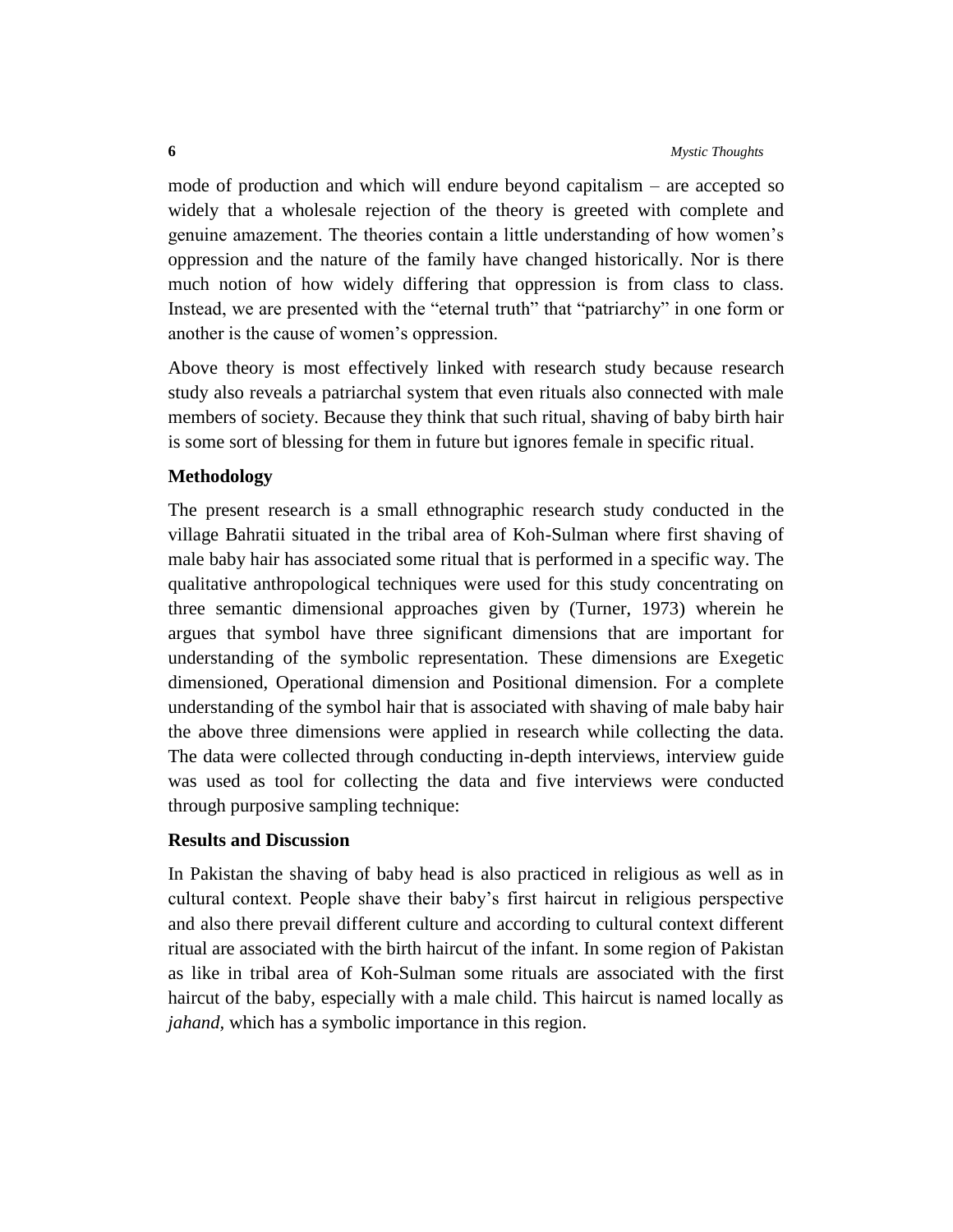mode of production and which will endure beyond capitalism – are accepted so widely that a wholesale rejection of the theory is greeted with complete and genuine amazement. The theories contain a little understanding of how women's oppression and the nature of the family have changed historically. Nor is there much notion of how widely differing that oppression is from class to class. Instead, we are presented with the "eternal truth" that "patriarchy" in one form or another is the cause of women's oppression.

Above theory is most effectively linked with research study because research study also reveals a patriarchal system that even rituals also connected with male members of society. Because they think that such ritual, shaving of baby birth hair is some sort of blessing for them in future but ignores female in specific ritual.

## Methodology

The present research is a small ethnographic research study conducted in the village Bahratii situated in the tribal area of Koh-Sulman where first shaving of male baby hair has associated some ritual that is performed in a specific way. The qualitative anthropological techniques were used for this study concentrating on three semantic dimensional approaches given by (Turner, 1973) wherein he argues that symbol have three significant dimensions that are important for understanding of the symbolic representation. These dimensions are Exegetic dimensioned, Operational dimension and Positional dimension. For a complete understanding of the symbol hair that is associated with shaving of male baby hair the above three dimensions were applied in research while collecting the data. The data were collected through conducting in-depth interviews, interview guide was used as tool for collecting the data and five interviews were conducted through purposive sampling technique:

## Results and Discussion

In Pakistan the shaving of baby head is also practiced in religious as well as in cultural context. People shave their baby's first haircut in religious perspective and also there prevail different culture and according to cultural context different ritual are associated with the birth haircut of the infant. In some region of Pakistan as like in tribal area of Koh-Sulman some rituals are associated with the first haircut of the baby, especially with a male child. This haircut is named locally as *jahand,* which has a symbolic importance in this region.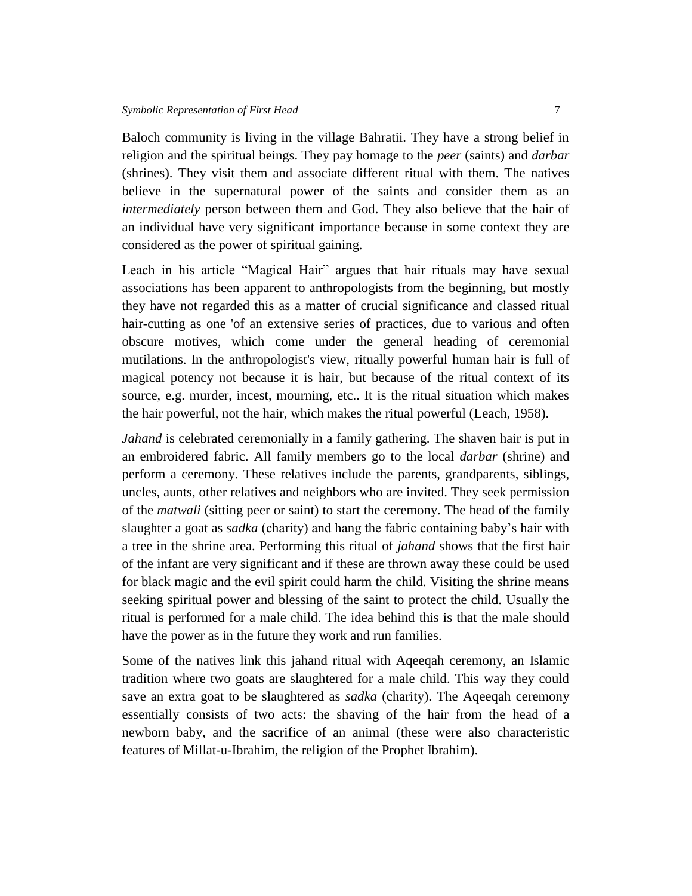Baloch community is living in the village Bahratii. They have a strong belief in religion and the spiritual beings. They pay homage to the *peer* (saints) and *darbar* (shrines). They visit them and associate different ritual with them. The natives believe in the supernatural power of the saints and consider them as an *intermediately* person between them and God. They also believe that the hair of an individual have very significant importance because in some context they are considered as the power of spiritual gaining.

Leach in his article "Magical Hair" argues that hair rituals may have sexual associations has been apparent to anthropologists from the beginning, but mostly they have not regarded this as a matter of crucial significance and classed ritual hair-cutting as one 'of an extensive series of practices, due to various and often obscure motives, which come under the general heading of ceremonial mutilations. In the anthropologist's view, ritually powerful human hair is full of magical potency not because it is hair, but because of the ritual context of its source, e.g. murder, incest, mourning, etc.. It is the ritual situation which makes the hair powerful, not the hair, which makes the ritual powerful (Leach, 1958).

*Jahand* is celebrated ceremonially in a family gathering. The shaven hair is put in an embroidered fabric. All family members go to the local *darbar* (shrine) and perform a ceremony. These relatives include the parents, grandparents, siblings, uncles, aunts, other relatives and neighbors who are invited. They seek permission of the *matwali* (sitting peer or saint) to start the ceremony. The head of the family slaughter a goat as *sadka* (charity) and hang the fabric containing baby's hair with a tree in the shrine area. Performing this ritual of *jahand* shows that the first hair of the infant are very significant and if these are thrown away these could be used for black magic and the evil spirit could harm the child. Visiting the shrine means seeking spiritual power and blessing of the saint to protect the child. Usually the ritual is performed for a male child. The idea behind this is that the male should have the power as in the future they work and run families.

Some of the natives link this jahand ritual with Aqeeqah ceremony, an Islamic tradition where two goats are slaughtered for a male child. This way they could save an extra goat to be slaughtered as *sadka* (charity). The Aqeeqah ceremony essentially consists of two acts: the shaving of the hair from the head of a newborn baby, and the sacrifice of an animal (these were also characteristic features of Millat-u-Ibrahim, the religion of the Prophet Ibrahim).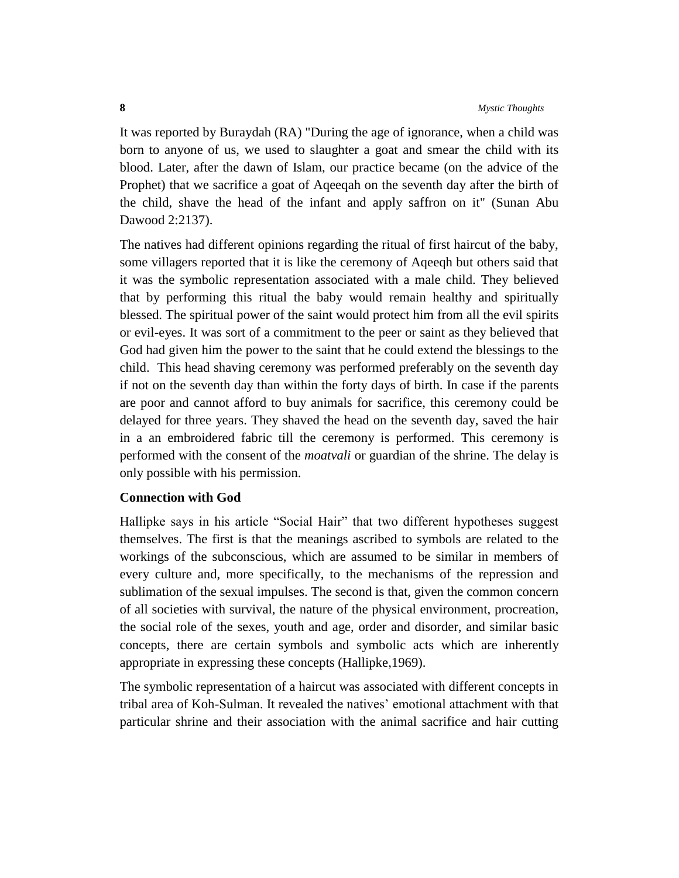It was reported by Buraydah (RA) "During the age of ignorance, when a child was born to anyone of us, we used to slaughter a goat and smear the child with its blood. Later, after the dawn of Islam, our practice became (on the advice of the Prophet) that we sacrifice a goat of Aqeeqah on the seventh day after the birth of the child, shave the head of the infant and apply saffron on it" (Sunan Abu Dawood 2:2137).

The natives had different opinions regarding the ritual of first haircut of the baby, some villagers reported that it is like the ceremony of Aqeeqh but others said that it was the symbolic representation associated with a male child. They believed that by performing this ritual the baby would remain healthy and spiritually blessed. The spiritual power of the saint would protect him from all the evil spirits or evil-eyes. It was sort of a commitment to the peer or saint as they believed that God had given him the power to the saint that he could extend the blessings to the child. This head shaving ceremony was performed preferably on the seventh day if not on the seventh day than within the forty days of birth. In case if the parents are poor and cannot afford to buy animals for sacrifice, this ceremony could be delayed for three years. They shaved the head on the seventh day, saved the hair in a an embroidered fabric till the ceremony is performed. This ceremony is performed with the consent of the *moatvali* or guardian of the shrine. The delay is only possible with his permission.

**Connection with God**

Hallipke says in his article "Social Hair" that two different hypotheses suggest themselves. The first is that the meanings ascribed to symbols are related to the workings of the subconscious, which are assumed to be similar in members of every culture and, more specifically, to the mechanisms of the repression and sublimation of the sexual impulses. The second is that, given the common concern of all societies with survival, the nature of the physical environment, procreation, the social role of the sexes, youth and age, order and disorder, and similar basic concepts, there are certain symbols and symbolic acts which are inherently appropriate in expressing these concepts (Hallipke,1969).

The symbolic representation of a haircut was associated with different concepts in tribal area of Koh-Sulman. It revealed the natives' emotional attachment with that particular shrine and their association with the animal sacrifice and hair cutting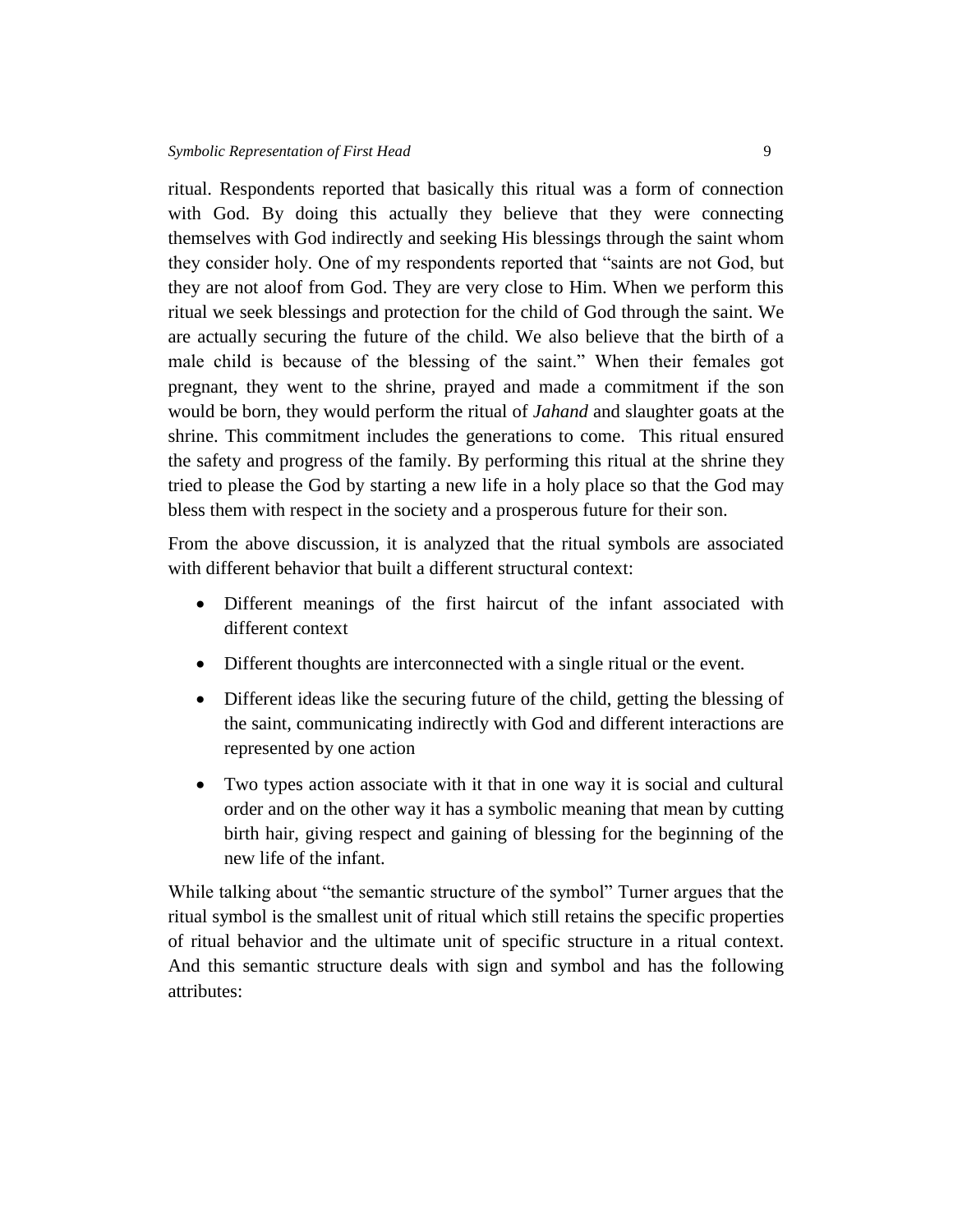ritual. Respondents reported that basically this ritual was a form of connection with God. By doing this actually they believe that they were connecting themselves with God indirectly and seeking His blessings through the saint whom they consider holy. One of my respondents reported that "saints are not God, but they are not aloof from God. They are very close to Him. When we perform this ritual we seek blessings and protection for the child of God through the saint. We are actually securing the future of the child. We also believe that the birth of a male child is because of the blessing of the saint." When their females got pregnant, they went to the shrine, prayed and made a commitment if the son would be born, they would perform the ritual of *Jahand* and slaughter goats at the shrine. This commitment includes the generations to come. This ritual ensured the safety and progress of the family. By performing this ritual at the shrine they tried to please the God by starting a new life in a holy place so that the God may bless them with respect in the society and a prosperous future for their son.

From the above discussion, it is analyzed that the ritual symbols are associated with different behavior that built a different structural context:

- Different meanings of the first haircut of the infant associated with different context
- Different thoughts are interconnected with a single ritual or the event.
- Different ideas like the securing future of the child, getting the blessing of the saint, communicating indirectly with God and different interactions are represented by one action
- Two types action associate with it that in one way it is social and cultural order and on the other way it has a symbolic meaning that mean by cutting birth hair, giving respect and gaining of blessing for the beginning of the new life of the infant.

While talking about "the semantic structure of the symbol" Turner argues that the ritual symbol is the smallest unit of ritual which still retains the specific properties of ritual behavior and the ultimate unit of specific structure in a ritual context. And this semantic structure deals with sign and symbol and has the following attributes: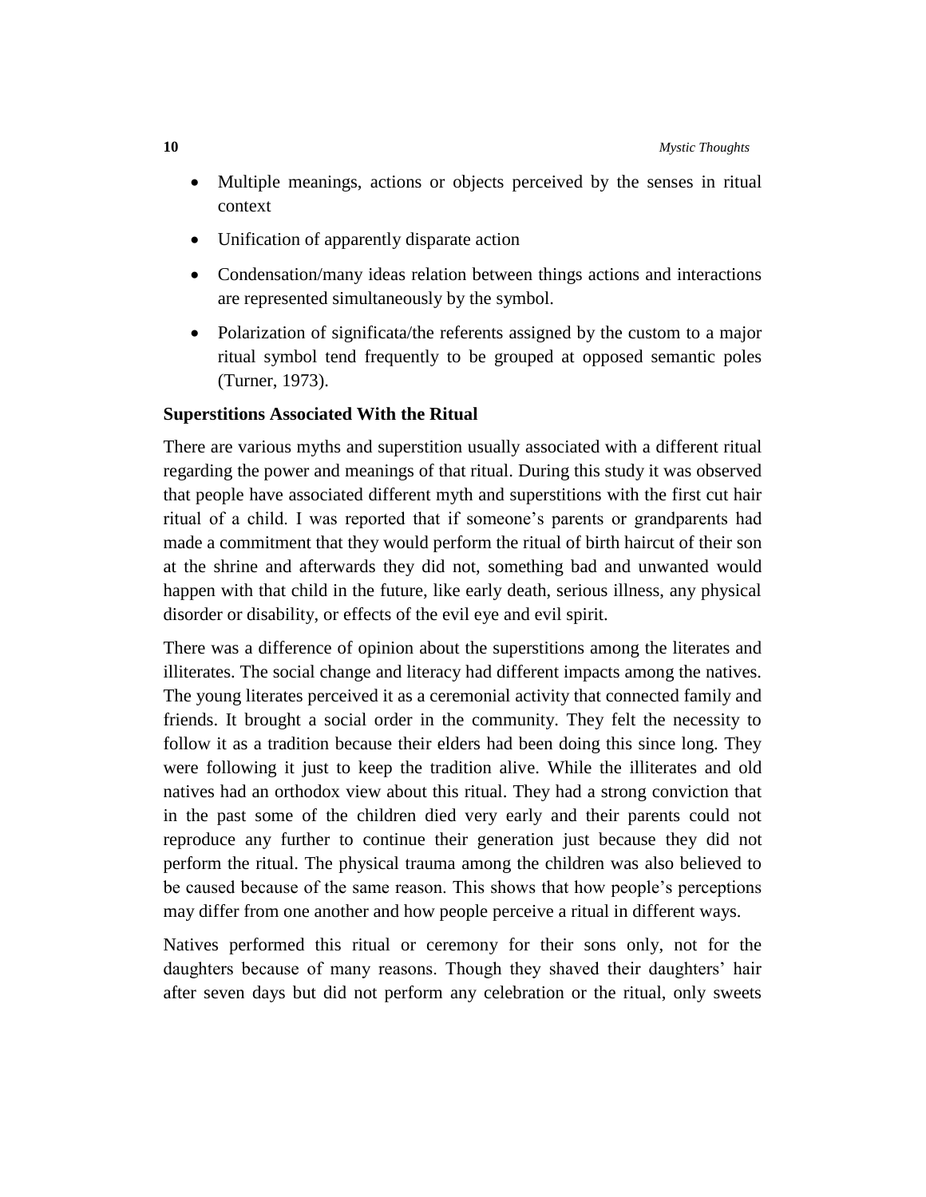- Multiple meanings, actions or objects perceived by the senses in ritual context
- Unification of apparently disparate action
- Condensation/many ideas relation between things actions and interactions are represented simultaneously by the symbol.
- Polarization of significata/the referents assigned by the custom to a major ritual symbol tend frequently to be grouped at opposed semantic poles (Turner, 1973).

### Superstitions Associated With the Ritual

There are various myths and superstition usually associated with a different ritual regarding the power and meanings of that ritual. During this study it was observed that people have associated different myth and superstitions with the first cut hair ritual of a child. I was reported that if someone's parents or grandparents had made a commitment that they would perform the ritual of birth haircut of their son at the shrine and afterwards they did not, something bad and unwanted would happen with that child in the future, like early death, serious illness, any physical disorder or disability, or effects of the evil eye and evil spirit.

There was a difference of opinion about the superstitions among the literates and illiterates. The social change and literacy had different impacts among the natives. The young literates perceived it as a ceremonial activity that connected family and friends. It brought a social order in the community. They felt the necessity to follow it as a tradition because their elders had been doing this since long. They were following it just to keep the tradition alive. While the illiterates and old natives had an orthodox view about this ritual. They had a strong conviction that in the past some of the children died very early and their parents could not reproduce any further to continue their generation just because they did not perform the ritual. The physical trauma among the children was also believed to be caused because of the same reason. This shows that how people's perceptions may differ from one another and how people perceive a ritual in different ways.

Natives performed this ritual or ceremony for their sons only, not for the daughters because of many reasons. Though they shaved their daughters' hair after seven days but did not perform any celebration or the ritual, only sweets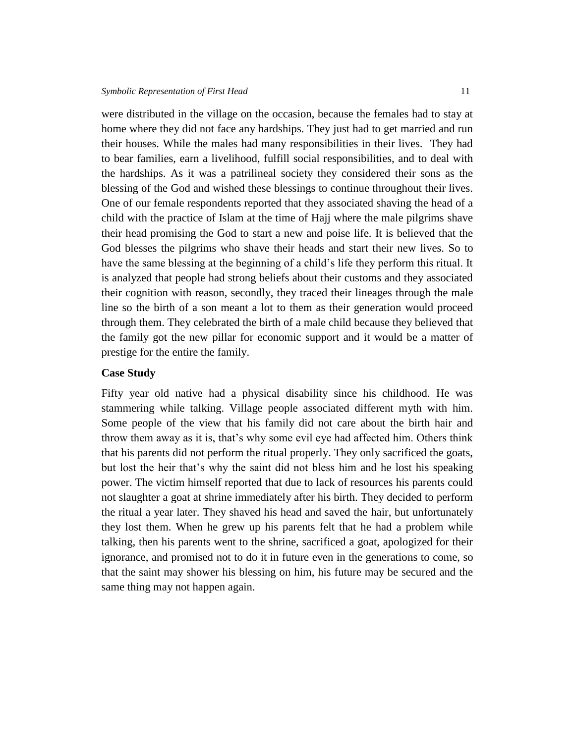were distributed in the village on the occasion, because the females had to stay at home where they did not face any hardships. They just had to get married and run their houses. While the males had many responsibilities in their lives. They had to bear families, earn a livelihood, fulfill social responsibilities, and to deal with the hardships. As it was a patrilineal society they considered their sons as the blessing of the God and wished these blessings to continue throughout their lives. One of our female respondents reported that they associated shaving the head of a child with the practice of Islam at the time of Hajj where the male pilgrims shave their head promising the God to start a new and poise life. It is believed that the God blesses the pilgrims who shave their heads and start their new lives. So to have the same blessing at the beginning of a child's life they perform this ritual. It is analyzed that people had strong beliefs about their customs and they associated their cognition with reason, secondly, they traced their lineages through the male line so the birth of a son meant a lot to them as their generation would proceed through them. They celebrated the birth of a male child because they believed that the family got the new pillar for economic support and it would be a matter of prestige for the entire the family.

**Case Study**

Fifty year old native had a physical disability since his childhood. He was stammering while talking. Village people associated different myth with him. Some people of the view that his family did not care about the birth hair and throw them away as it is, that's why some evil eye had affected him. Others think that his parents did not perform the ritual properly. They only sacrificed the goats, but lost the heir that's why the saint did not bless him and he lost his speaking power. The victim himself reported that due to lack of resources his parents could not slaughter a goat at shrine immediately after his birth. They decided to perform the ritual a year later. They shaved his head and saved the hair, but unfortunately they lost them. When he grew up his parents felt that he had a problem while talking, then his parents went to the shrine, sacrificed a goat, apologized for their ignorance, and promised not to do it in future even in the generations to come, so that the saint may shower his blessing on him, his future may be secured and the same thing may not happen again.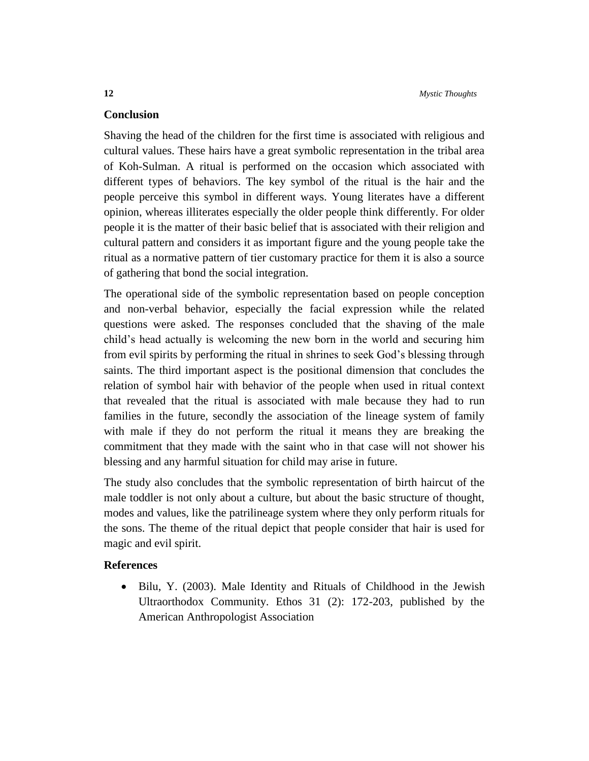## Conclusion

Shaving the head of the children for the first time is associated with religious and cultural values. These hairs have a great symbolic representation in the tribal area of Koh-Sulman. A ritual is performed on the occasion which associated with different types of behaviors. The key symbol of the ritual is the hair and the people perceive this symbol in different ways. Young literates have a different opinion, whereas illiterates especially the older people think differently. For older people it is the matter of their basic belief that is associated with their religion and cultural pattern and considers it as important figure and the young people take the ritual as a normative pattern of tier customary practice for them it is also a source of gathering that bond the social integration.

The operational side of the symbolic representation based on people conception and non-verbal behavior, especially the facial expression while the related questions were asked. The responses concluded that the shaving of the male child's head actually is welcoming the new born in the world and securing him from evil spirits by performing the ritual in shrines to seek God's blessing through saints. The third important aspect is the positional dimension that concludes the relation of symbol hair with behavior of the people when used in ritual context that revealed that the ritual is associated with male because they had to run families in the future, secondly the association of the lineage system of family with male if they do not perform the ritual it means they are breaking the commitment that they made with the saint who in that case will not shower his blessing and any harmful situation for child may arise in future.

The study also concludes that the symbolic representation of birth haircut of the male toddler is not only about a culture, but about the basic structure of thought, modes and values, like the patrilineage system where they only perform rituals for the sons. The theme of the ritual depict that people consider that hair is used for magic and evil spirit.

## References

- Bilu, Y. (2003). Male Identity and Rituals of Childhood in the Jewish Ultraorthodox Community. Ethos 31 (2): 172-203, published by the American Anthropologist Association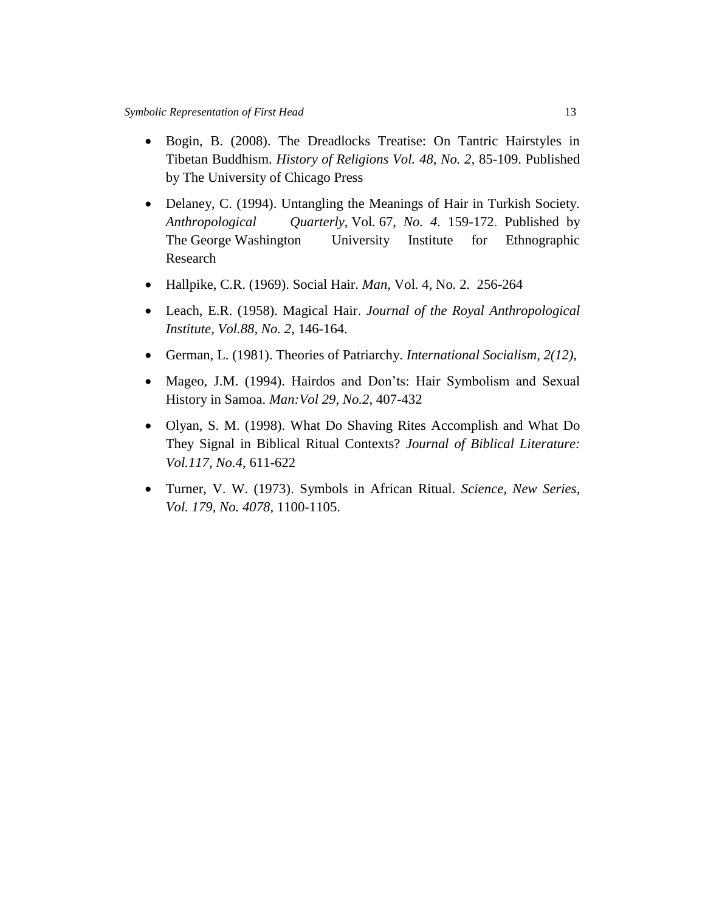- Bogin, B. (2008). The Dreadlocks Treatise: On Tantric Hairstyles in Tibetan Buddhism. *History of Religions Vol. 48, No. 2,* 85-109. Published by The University of Chicago Press

- Delaney, C. (1994). Untangling the Meanings of Hair in Turkish Society. *Anthropological Quarterly,* Vol. 67, *No. 4.* 159-172. Published by The George Washington University Institute for Ethnographic Research

- Hallpike, C.R. (1969). Social Hair. *Man,* Vol. 4, No. 2. 256-264

- Leach, E.R. (1958). Magical Hair. *Journal of the Royal Anthropological Institute, Vol.88, No. 2,* 146-164.

- German, L. (1981). Theories of Patriarchy. *International Socialism, 2(12),*

- Mageo, J.M. (1994). Hairdos and Don'ts: Hair Symbolism and Sexual History in Samoa. *Man:Vol 29, No.2,* 407-432

- Olyan, S. M. (1998). What Do Shaving Rites Accomplish and What Do They Signal in Biblical Ritual Contexts? *Journal of Biblical Literature: Vol.117, No.4,* 611-622

- Turner, V. W. (1973). Symbols in African Ritual. *Science, New Series, Vol. 179, No. 4078,* 1100-1105.